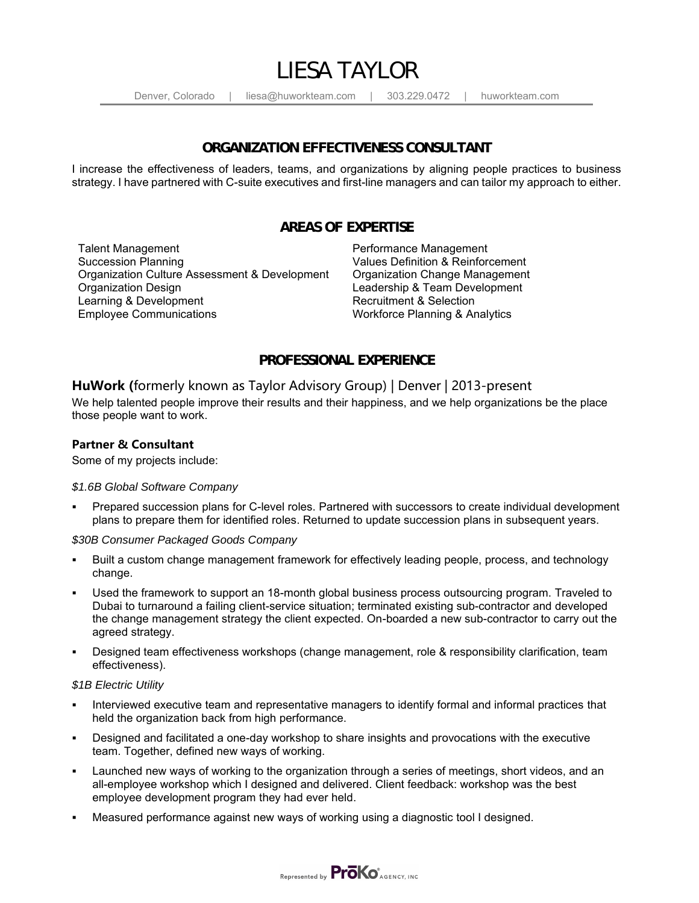# LIESA TAYLOR

Denver, Colorado | liesa@huworkteam.com | 303.229.0472 | huworkteam.com

## ORGANIZATION EFFECTIVENESS CONSULTANT

I increase the effectiveness of leaders, teams, and organizations by aligning people practices to business strategy. I have partnered with C-suite executives and first-line managers and can tailor my approach to either.

## AREAS OF EXPERTISE

- Talent Management
- Succession Planning
- Organization Culture Assessment & Development
- Organization Design
- Learning & Development
- Employee Communications
- Performance Management
- Values Definition & Reinforcement
- Organization Change Management
- Leadership & Team Development
- Recruitment & Selection
- Workforce Planning & Analytics

## PROFESSIONAL EXPERIENCE

### **HuWork (**formerly known as Taylor Advisory Group) | Denver | 2013-present

We help talented people improve their results and their happiness, and we help organizations be the place those people want to work.

**Partner & Consultant**

Some of my projects include:

*$1.6B Global Software Company*

- Prepared succession plans for C-level roles. Partnered with successors to create individual development plans to prepare them for identified roles. Returned to update succession plans in subsequent years.

*$30B Consumer Packaged Goods Company*

- Built a custom change management framework for effectively leading people, process, and technology change.
- Used the framework to support an 18-month global business process outsourcing program. Traveled to Dubai to turnaround a failing client-service situation; terminated existing sub-contractor and developed the change management strategy the client expected. On-boarded a new sub-contractor to carry out the agreed strategy.
- Designed team effectiveness workshops (change management, role & responsibility clarification, team effectiveness).

*$1B Electric Utility*

- Interviewed executive team and representative managers to identify formal and informal practices that held the organization back from high performance.
- Designed and facilitated a one-day workshop to share insights and provocations with the executive team. Together, defined new ways of working.
- Launched new ways of working to the organization through a series of meetings, short videos, and an all-employee workshop which I designed and delivered. Client feedback: workshop was the best employee development program they had ever held.
- Measured performance against new ways of working using a diagnostic tool I designed.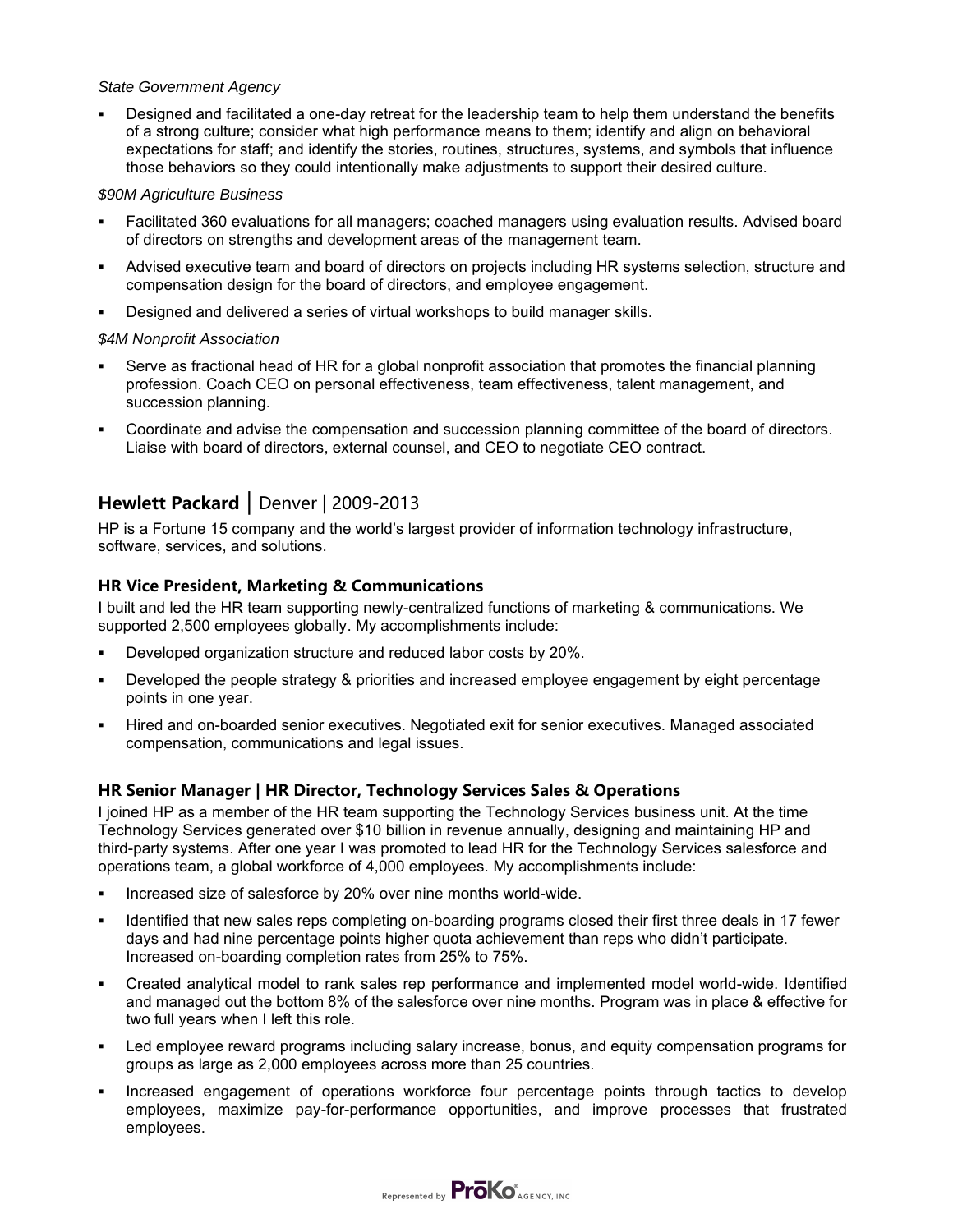*State Government Agency*

- Designed and facilitated a one-day retreat for the leadership team to help them understand the benefits of a strong culture; consider what high performance means to them; identify and align on behavioral expectations for staff; and identify the stories, routines, structures, systems, and symbols that influence those behaviors so they could intentionally make adjustments to support their desired culture.

*$90M Agriculture Business*

- Facilitated 360 evaluations for all managers; coached managers using evaluation results. Advised board of directors on strengths and development areas of the management team.
- Advised executive team and board of directors on projects including HR systems selection, structure and compensation design for the board of directors, and employee engagement.
- Designed and delivered a series of virtual workshops to build manager skills.

*$4M Nonprofit Association*

- Serve as fractional head of HR for a global nonprofit association that promotes the financial planning profession. Coach CEO on personal effectiveness, team effectiveness, talent management, and succession planning.
- Coordinate and advise the compensation and succession planning committee of the board of directors. Liaise with board of directors, external counsel, and CEO to negotiate CEO contract.

## **Hewlett Packard** | Denver | 2009-2013

HP is a Fortune 15 company and the world's largest provider of information technology infrastructure, software, services, and solutions.

### HR Vice President, Marketing & Communications

I built and led the HR team supporting newly-centralized functions of marketing & communications. We supported 2,500 employees globally. My accomplishments include:

- Developed organization structure and reduced labor costs by 20%.
- Developed the people strategy & priorities and increased employee engagement by eight percentage points in one year.
- Hired and on-boarded senior executives. Negotiated exit for senior executives. Managed associated compensation, communications and legal issues.

### HR Senior Manager | HR Director, Technology Services Sales & Operations

I joined HP as a member of the HR team supporting the Technology Services business unit. At the time Technology Services generated over $10 billion in revenue annually, designing and maintaining HP and third-party systems. After one year I was promoted to lead HR for the Technology Services salesforce and operations team, a global workforce of 4,000 employees. My accomplishments include:

- Increased size of salesforce by 20% over nine months world-wide.
- Identified that new sales reps completing on-boarding programs closed their first three deals in 17 fewer days and had nine percentage points higher quota achievement than reps who didn't participate. Increased on-boarding completion rates from 25% to 75%.
- Created analytical model to rank sales rep performance and implemented model world-wide. Identified and managed out the bottom 8% of the salesforce over nine months. Program was in place & effective for two full years when I left this role.
- Led employee reward programs including salary increase, bonus, and equity compensation programs for groups as large as 2,000 employees across more than 25 countries.
- Increased engagement of operations workforce four percentage points through tactics to develop employees, maximize pay-for-performance opportunities, and improve processes that frustrated employees.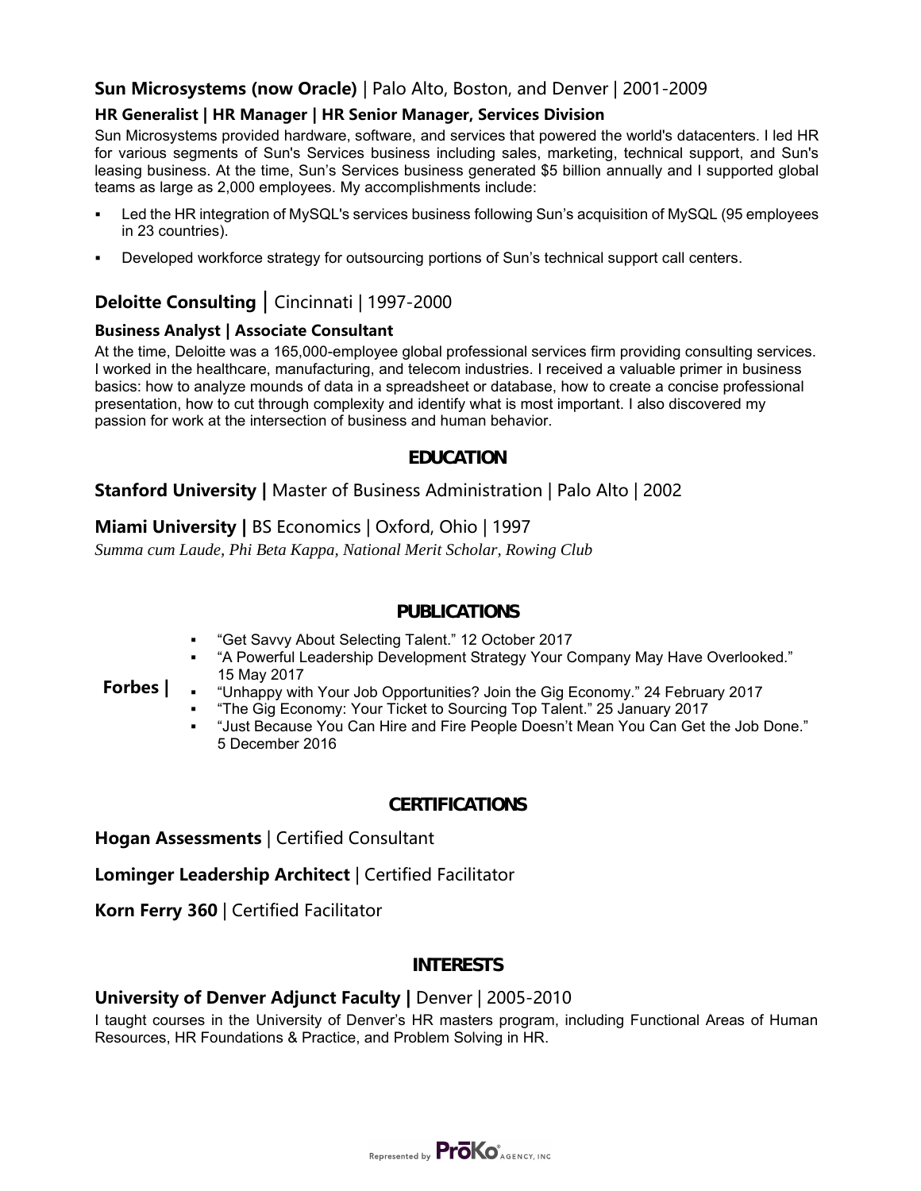### **Sun Microsystems (now Oracle)** | Palo Alto, Boston, and Denver | 2001-2009

**HR Generalist | HR Manager | HR Senior Manager, Services Division**

Sun Microsystems provided hardware, software, and services that powered the world's datacenters. I led HR for various segments of Sun's Services business including sales, marketing, technical support, and Sun's leasing business. At the time, Sun's Services business generated $5 billion annually and I supported global teams as large as 2,000 employees. My accomplishments include:

- Led the HR integration of MySQL's services business following Sun's acquisition of MySQL (95 employees in 23 countries).
- Developed workforce strategy for outsourcing portions of Sun's technical support call centers.

### **Deloitte Consulting** | Cincinnati | 1997-2000

**Business Analyst | Associate Consultant**

At the time, Deloitte was a 165,000-employee global professional services firm providing consulting services. I worked in the healthcare, manufacturing, and telecom industries. I received a valuable primer in business basics: how to analyze mounds of data in a spreadsheet or database, how to create a concise professional presentation, how to cut through complexity and identify what is most important. I also discovered my passion for work at the intersection of business and human behavior.

## EDUCATION

**Stanford University |** Master of Business Administration | Palo Alto | 2002

**Miami University |** BS Economics | Oxford, Ohio | 1997

*Summa cum Laude, Phi Beta Kappa, National Merit Scholar, Rowing Club*

## PUBLICATIONS

**Forbes |**

- "Get Savvy About Selecting Talent." 12 October 2017
- "A Powerful Leadership Development Strategy Your Company May Have Overlooked." 15 May 2017
- "Unhappy with Your Job Opportunities? Join the Gig Economy." 24 February 2017
- "The Gig Economy: Your Ticket to Sourcing Top Talent." 25 January 2017
- "Just Because You Can Hire and Fire People Doesn't Mean You Can Get the Job Done." 5 December 2016

## CERTIFICATIONS

**Hogan Assessments** | Certified Consultant

**Lominger Leadership Architect** | Certified Facilitator

**Korn Ferry 360** | Certified Facilitator

## INTERESTS

**University of Denver Adjunct Faculty |** Denver | 2005-2010

I taught courses in the University of Denver's HR masters program, including Functional Areas of Human Resources, HR Foundations & Practice, and Problem Solving in HR.

Represented by ProKo AGENCY, INC